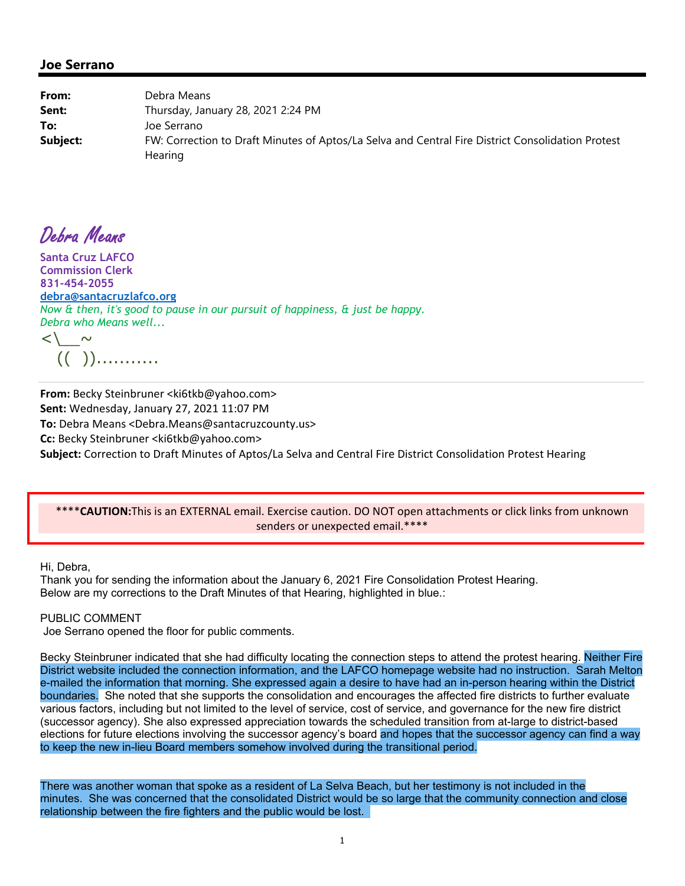**Joe Serrano**

---

**From:** Debra Means
**Sent:** Thursday, January 28, 2021 2:24 PM
**To:** Joe Serrano
**Subject:** FW: Correction to Draft Minutes of Aptos/La Selva and Central Fire District Consolidation Protest Hearing

*Debra Means*

**Santa Cruz LAFCO**
**Commission Clerk**
**831-454-2055**
**debra@santacruzlafco.org**
*Now & then, it's good to pause in our pursuit of happiness, & just be happy.*
*Debra who Means well...*

<\\__~
(( ))..........

---

**From:** Becky Steinbruner <ki6tkb@yahoo.com>
**Sent:** Wednesday, January 27, 2021 11:07 PM
**To:** Debra Means <Debra.Means@santacruzcounty.us>
**Cc:** Becky Steinbruner <ki6tkb@yahoo.com>
**Subject:** Correction to Draft Minutes of Aptos/La Selva and Central Fire District Consolidation Protest Hearing

> ****CAUTION:**This is an EXTERNAL email. Exercise caution. DO NOT open attachments or click links from unknown senders or unexpected email.****

Hi, Debra,
Thank you for sending the information about the January 6, 2021 Fire Consolidation Protest Hearing.
Below are my corrections to the Draft Minutes of that Hearing, highlighted in blue.:

PUBLIC COMMENT
Joe Serrano opened the floor for public comments.

Becky Steinbruner indicated that she had difficulty locating the connection steps to attend the protest hearing. Neither Fire District website included the connection information, and the LAFCO homepage website had no instruction. Sarah Melton e-mailed the information that morning. She expressed again a desire to have had an in-person hearing within the District boundaries. She noted that she supports the consolidation and encourages the affected fire districts to further evaluate various factors, including but not limited to the level of service, cost of service, and governance for the new fire district (successor agency). She also expressed appreciation towards the scheduled transition from at-large to district-based elections for future elections involving the successor agency's board and hopes that the successor agency can find a way to keep the new in-lieu Board members somehow involved during the transitional period.

There was another woman that spoke as a resident of La Selva Beach, but her testimony is not included in the minutes. She was concerned that the consolidated District would be so large that the community connection and close relationship between the fire fighters and the public would be lost.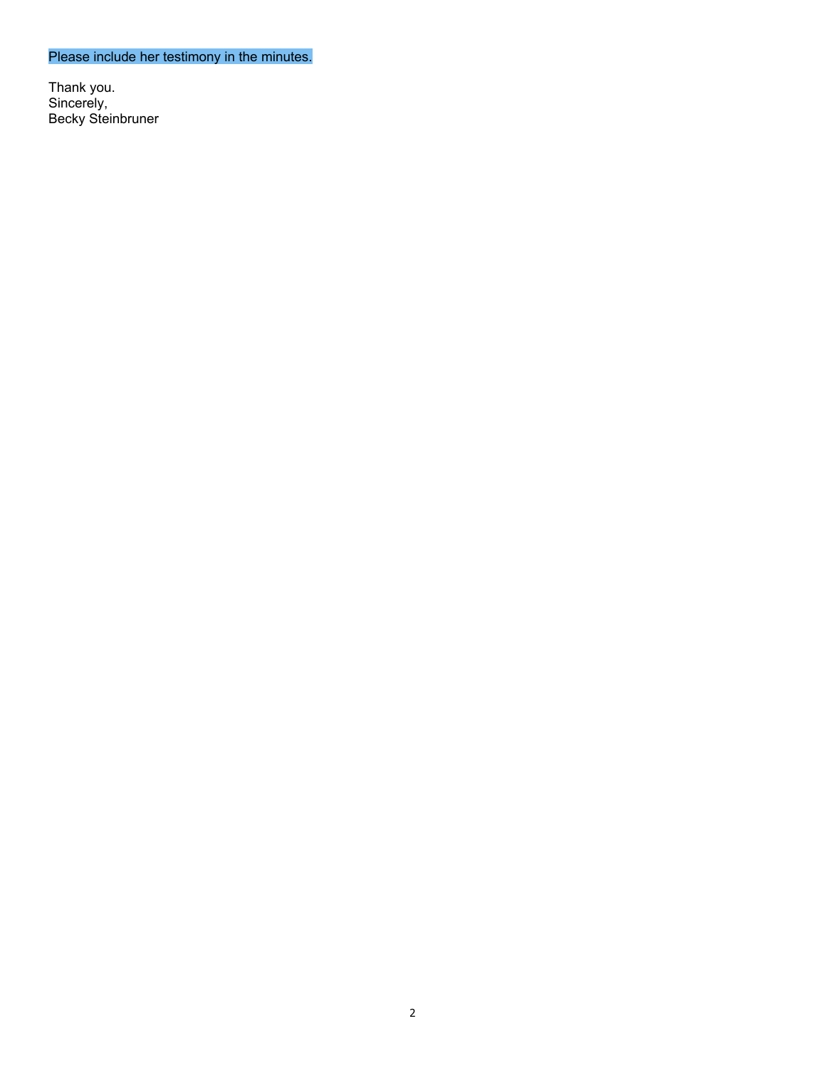Please include her testimony in the minutes.

Thank you.  
Sincerely,  
Becky Steinbruner